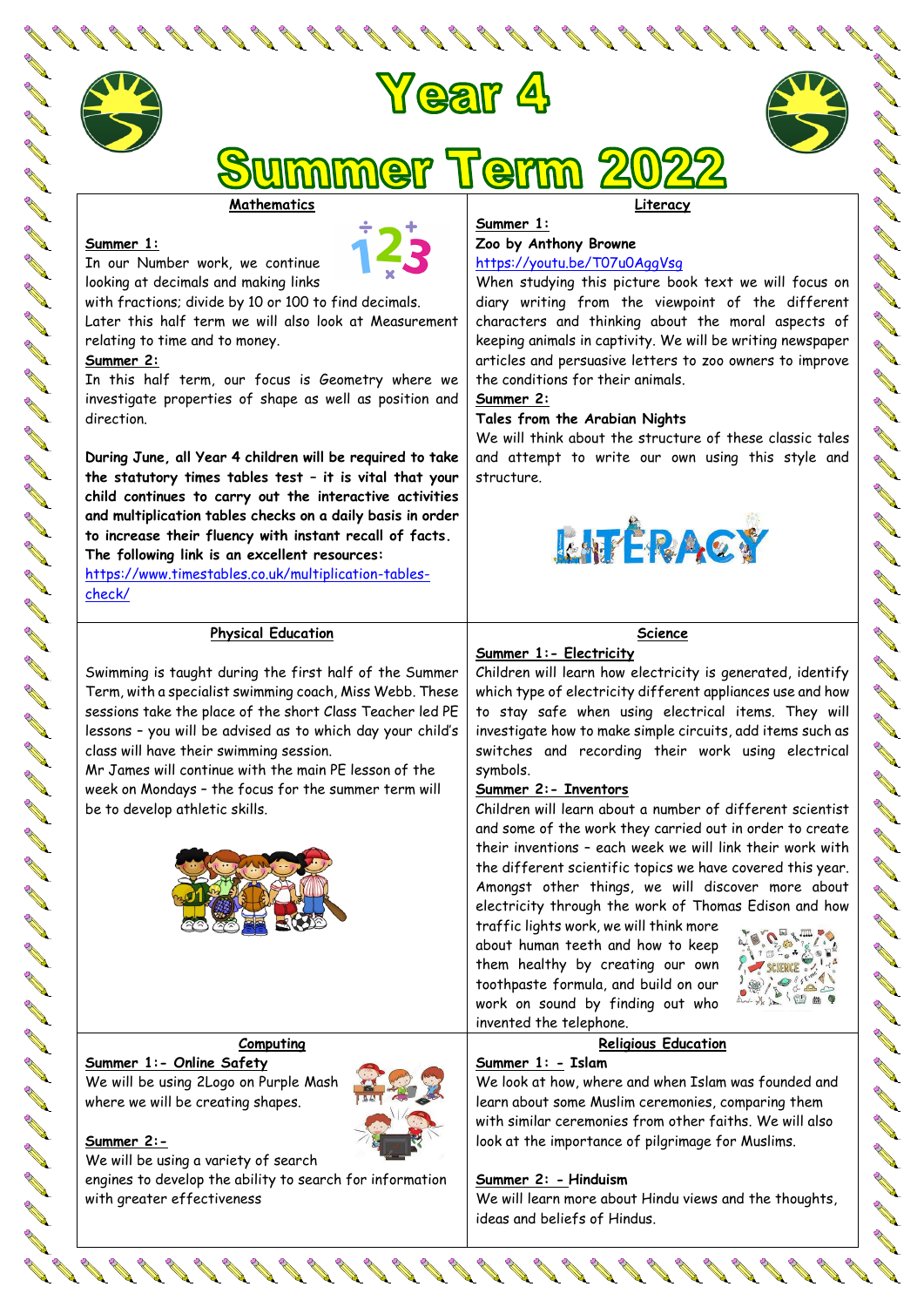# Year 4

# Summer Term 2022

## Mathematics

**Summer 1:**
In our Number work, we continue looking at decimals and making links with fractions; divide by 10 or 100 to find decimals. Later this half term we will also look at Measurement relating to time and to money.

**Summer 2:**
In this half term, our focus is Geometry where we investigate properties of shape as well as position and direction.

**During June, all Year 4 children will be required to take the statutory times tables test – it is vital that your child continues to carry out the interactive activities and multiplication tables checks on a daily basis in order to increase their fluency with instant recall of facts. The following link is an excellent resources:**
https://www.timestables.co.uk/multiplication-tables-check/

## Literacy

**Summer 1:**
**Zoo by Anthony Browne**
https://youtu.be/T07u0AggVsg
When studying this picture book text we will focus on diary writing from the viewpoint of the different characters and thinking about the moral aspects of keeping animals in captivity. We will be writing newspaper articles and persuasive letters to zoo owners to improve the conditions for their animals.

**Summer 2:**
**Tales from the Arabian Nights**
We will think about the structure of these classic tales and attempt to write our own using this style and structure.

## Physical Education

Swimming is taught during the first half of the Summer Term, with a specialist swimming coach, Miss Webb. These sessions take the place of the short Class Teacher led PE lessons – you will be advised as to which day your child's class will have their swimming session.
Mr James will continue with the main PE lesson of the week on Mondays – the focus for the summer term will be to develop athletic skills.

## Science

**Summer 1:- Electricity**
Children will learn how electricity is generated, identify which type of electricity different appliances use and how to stay safe when using electrical items. They will investigate how to make simple circuits, add items such as switches and recording their work using electrical symbols.

**Summer 2:- Inventors**
Children will learn about a number of different scientist and some of the work they carried out in order to create their inventions – each week we will link their work with the different scientific topics we have covered this year. Amongst other things, we will discover more about electricity through the work of Thomas Edison and how traffic lights work, we will think more about human teeth and how to keep them healthy by creating our own toothpaste formula, and build on our work on sound by finding out who invented the telephone.

## Computing

**Summer 1:- Online Safety**
We will be using 2Logo on Purple Mash where we will be creating shapes.

**Summer 2:-**
We will be using a variety of search engines to develop the ability to search for information with greater effectiveness

## Religious Education

**Summer 1: - Islam**
We look at how, where and when Islam was founded and learn about some Muslim ceremonies, comparing them with similar ceremonies from other faiths. We will also look at the importance of pilgrimage for Muslims.

**Summer 2: - Hinduism**
We will learn more about Hindu views and the thoughts, ideas and beliefs of Hindus.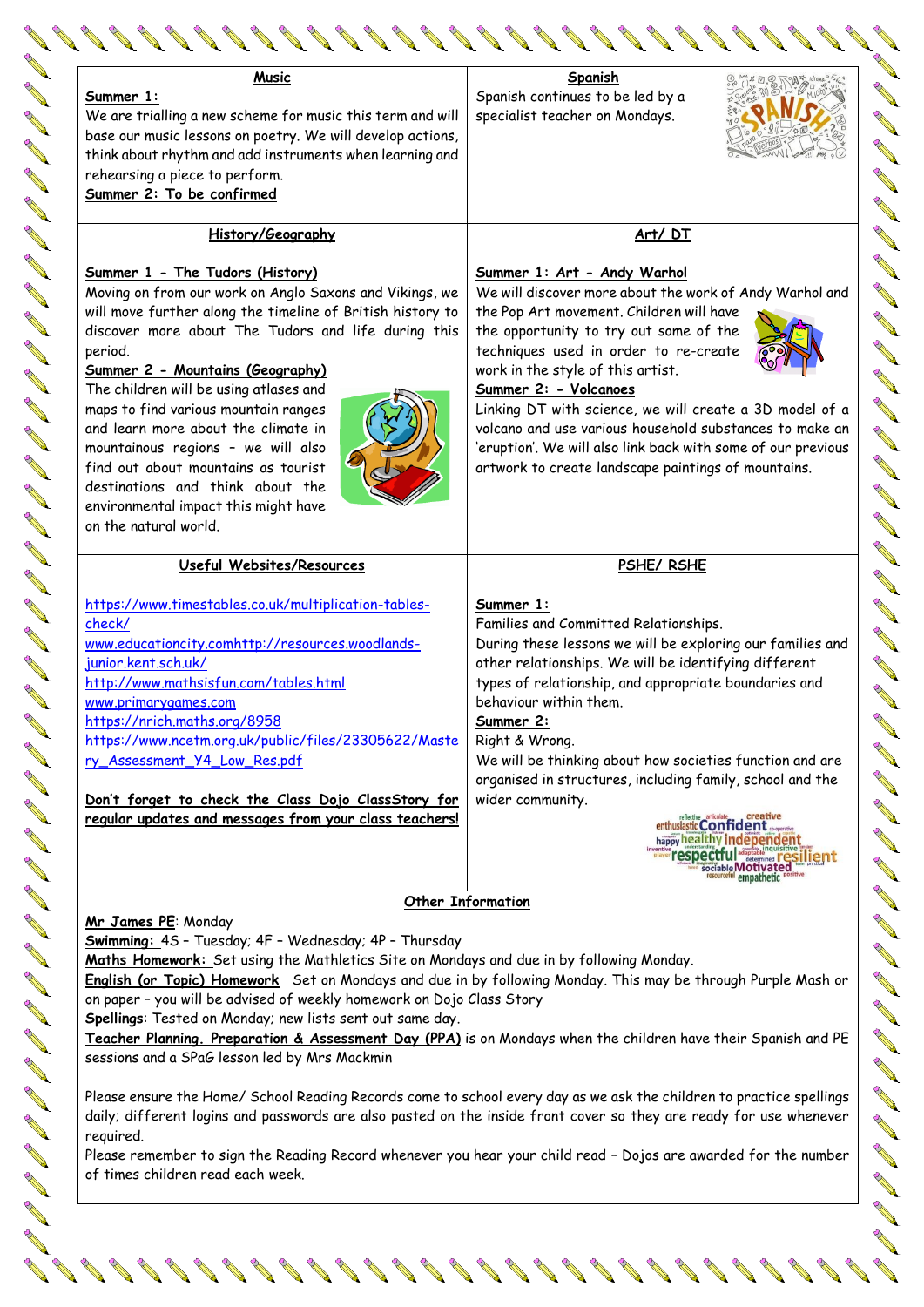## Music

**Summer 1:**
We are trialling a new scheme for music this term and will base our music lessons on poetry. We will develop actions, think about rhythm and add instruments when learning and rehearsing a piece to perform.

**Summer 2: To be confirmed**

## Spanish

Spanish continues to be led by a specialist teacher on Mondays.

## History/Geography

**Summer 1 - The Tudors (History)**
Moving on from our work on Anglo Saxons and Vikings, we will move further along the timeline of British history to discover more about The Tudors and life during this period.

**Summer 2 - Mountains (Geography)**
The children will be using atlases and maps to find various mountain ranges and learn more about the climate in mountainous regions – we will also find out about mountains as tourist destinations and think about the environmental impact this might have on the natural world.

## Art/ DT

**Summer 1: Art - Andy Warhol**
We will discover more about the work of Andy Warhol and the Pop Art movement. Children will have the opportunity to try out some of the techniques used in order to re-create work in the style of this artist.

**Summer 2: - Volcanoes**
Linking DT with science, we will create a 3D model of a volcano and use various household substances to make an 'eruption'. We will also link back with some of our previous artwork to create landscape paintings of mountains.

## Useful Websites/Resources

https://www.timestables.co.uk/multiplication-tables-check/
www.educationcity.comhttp://resources.woodlands-junior.kent.sch.uk/
http://www.mathsisfun.com/tables.html
www.primarygames.com
https://nrich.maths.org/8958
https://www.ncetm.org.uk/public/files/23305622/Mastery_Assessment_Y4_Low_Res.pdf

**Don't forget to check the Class Dojo ClassStory for regular updates and messages from your class teachers!**

## PSHE/ RSHE

**Summer 1:**
Families and Committed Relationships.
During these lessons we will be exploring our families and other relationships. We will be identifying different types of relationship, and appropriate boundaries and behaviour within them.

**Summer 2:**
Right & Wrong.
We will be thinking about how societies function and are organised in structures, including family, school and the wider community.

## Other Information

**Mr James PE**: Monday
**Swimming:** 4S – Tuesday; 4F – Wednesday; 4P – Thursday
**Maths Homework:** Set using the Mathletics Site on Mondays and due in by following Monday.
**English (or Topic) Homework** Set on Mondays and due in by following Monday. This may be through Purple Mash or on paper – you will be advised of weekly homework on Dojo Class Story
**Spellings**: Tested on Monday; new lists sent out same day.
**Teacher Planning, Preparation & Assessment Day (PPA)** is on Mondays when the children have their Spanish and PE sessions and a SPaG lesson led by Mrs Mackmin

Please ensure the Home/ School Reading Records come to school every day as we ask the children to practice spellings daily; different logins and passwords are also pasted on the inside front cover so they are ready for use whenever required.
Please remember to sign the Reading Record whenever you hear your child read – Dojos are awarded for the number of times children read each week.